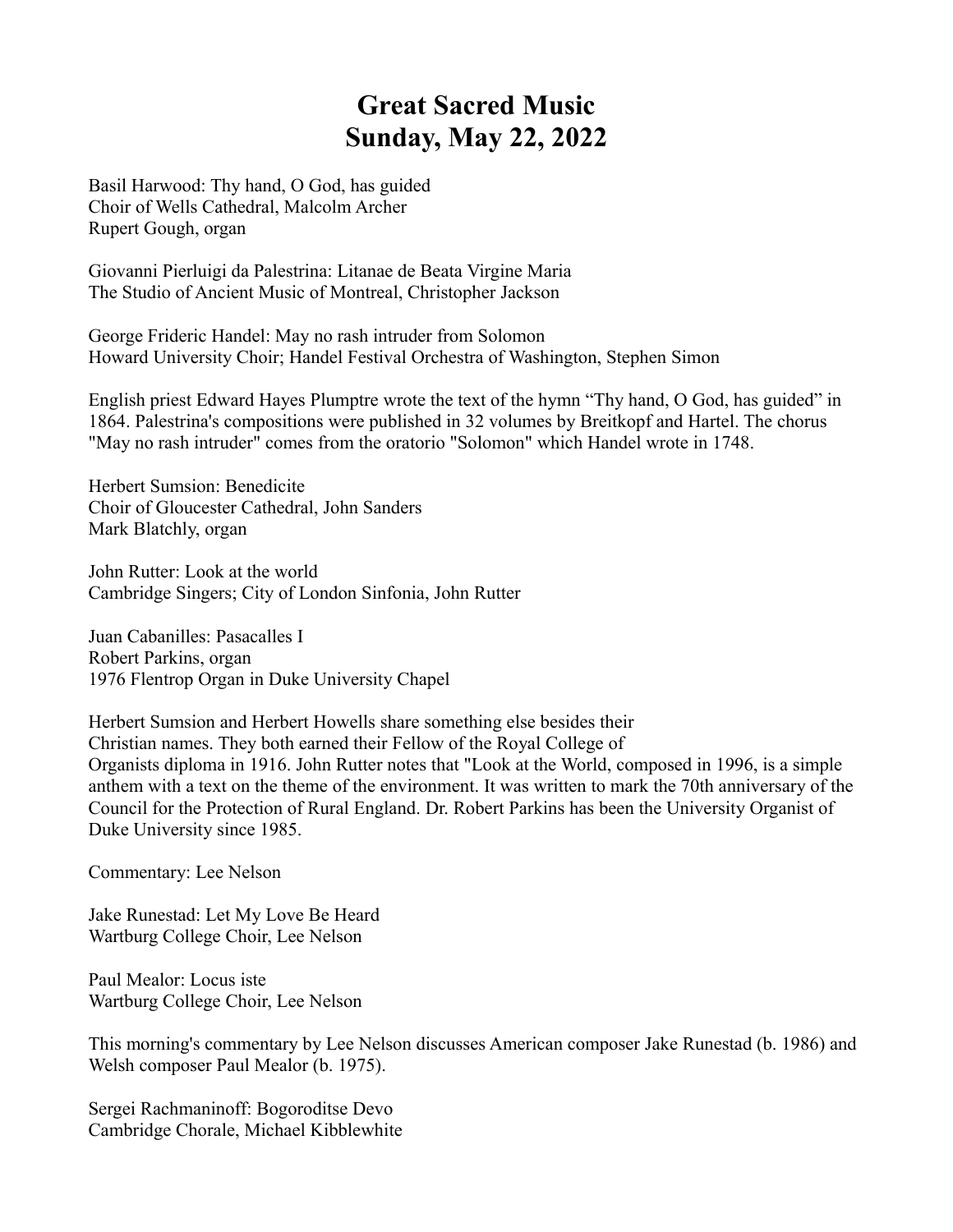# Great Sacred Music
# Sunday, May 22, 2022

Basil Harwood: Thy hand, O God, has guided
Choir of Wells Cathedral, Malcolm Archer
Rupert Gough, organ

Giovanni Pierluigi da Palestrina: Litanae de Beata Virgine Maria
The Studio of Ancient Music of Montreal, Christopher Jackson

George Frideric Handel: May no rash intruder from Solomon
Howard University Choir; Handel Festival Orchestra of Washington, Stephen Simon

English priest Edward Hayes Plumptre wrote the text of the hymn "Thy hand, O God, has guided" in 1864. Palestrina's compositions were published in 32 volumes by Breitkopf and Hartel. The chorus "May no rash intruder" comes from the oratorio "Solomon" which Handel wrote in 1748.

Herbert Sumsion: Benedicite
Choir of Gloucester Cathedral, John Sanders
Mark Blatchly, organ

John Rutter: Look at the world
Cambridge Singers; City of London Sinfonia, John Rutter

Juan Cabanilles: Pasacalles I
Robert Parkins, organ
1976 Flentrop Organ in Duke University Chapel

Herbert Sumsion and Herbert Howells share something else besides their Christian names. They both earned their Fellow of the Royal College of Organists diploma in 1916. John Rutter notes that "Look at the World, composed in 1996, is a simple anthem with a text on the theme of the environment. It was written to mark the 70th anniversary of the Council for the Protection of Rural England. Dr. Robert Parkins has been the University Organist of Duke University since 1985.

Commentary: Lee Nelson

Jake Runestad: Let My Love Be Heard
Wartburg College Choir, Lee Nelson

Paul Mealor: Locus iste
Wartburg College Choir, Lee Nelson

This morning's commentary by Lee Nelson discusses American composer Jake Runestad (b. 1986) and Welsh composer Paul Mealor (b. 1975).

Sergei Rachmaninoff: Bogoroditse Devo
Cambridge Chorale, Michael Kibblewhite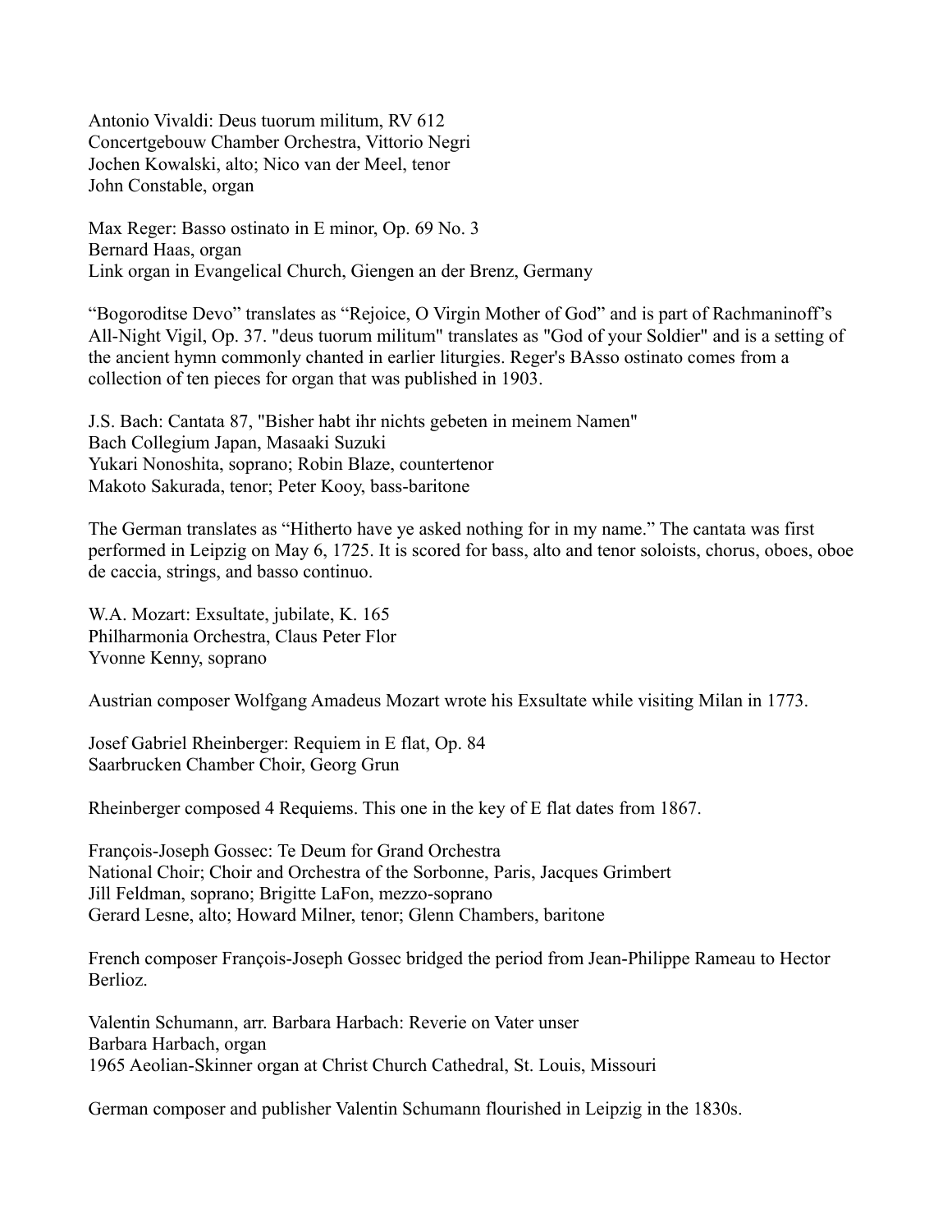Antonio Vivaldi: Deus tuorum militum, RV 612
Concertgebouw Chamber Orchestra, Vittorio Negri
Jochen Kowalski, alto; Nico van der Meel, tenor
John Constable, organ

Max Reger: Basso ostinato in E minor, Op. 69 No. 3
Bernard Haas, organ
Link organ in Evangelical Church, Giengen an der Brenz, Germany

"Bogoroditse Devo" translates as "Rejoice, O Virgin Mother of God" and is part of Rachmaninoff's All-Night Vigil, Op. 37. "deus tuorum militum" translates as "God of your Soldier" and is a setting of the ancient hymn commonly chanted in earlier liturgies. Reger's BAsso ostinato comes from a collection of ten pieces for organ that was published in 1903.

J.S. Bach: Cantata 87, "Bisher habt ihr nichts gebeten in meinem Namen"
Bach Collegium Japan, Masaaki Suzuki
Yukari Nonoshita, soprano; Robin Blaze, countertenor
Makoto Sakurada, tenor; Peter Kooy, bass-baritone

The German translates as "Hitherto have ye asked nothing for in my name." The cantata was first performed in Leipzig on May 6, 1725. It is scored for bass, alto and tenor soloists, chorus, oboes, oboe de caccia, strings, and basso continuo.

W.A. Mozart: Exsultate, jubilate, K. 165
Philharmonia Orchestra, Claus Peter Flor
Yvonne Kenny, soprano

Austrian composer Wolfgang Amadeus Mozart wrote his Exsultate while visiting Milan in 1773.

Josef Gabriel Rheinberger: Requiem in E flat, Op. 84
Saarbrucken Chamber Choir, Georg Grun

Rheinberger composed 4 Requiems. This one in the key of E flat dates from 1867.

François-Joseph Gossec: Te Deum for Grand Orchestra
National Choir; Choir and Orchestra of the Sorbonne, Paris, Jacques Grimbert
Jill Feldman, soprano; Brigitte LaFon, mezzo-soprano
Gerard Lesne, alto; Howard Milner, tenor; Glenn Chambers, baritone

French composer François-Joseph Gossec bridged the period from Jean-Philippe Rameau to Hector Berlioz.

Valentin Schumann, arr. Barbara Harbach: Reverie on Vater unser
Barbara Harbach, organ
1965 Aeolian-Skinner organ at Christ Church Cathedral, St. Louis, Missouri

German composer and publisher Valentin Schumann flourished in Leipzig in the 1830s.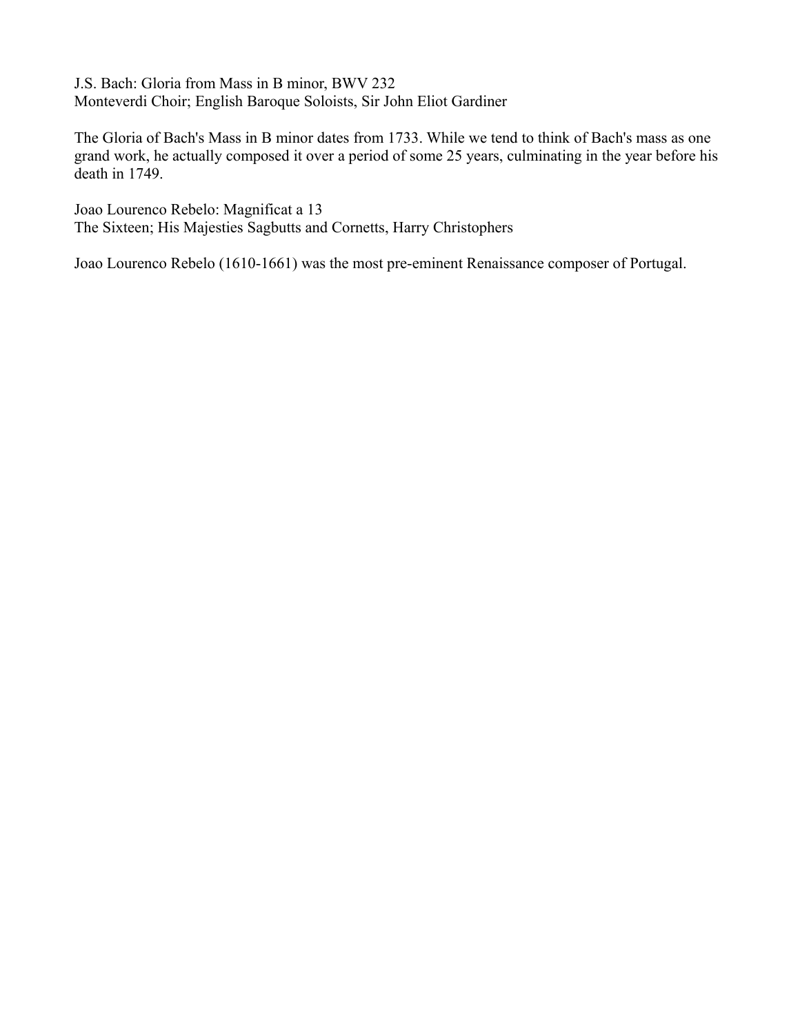J.S. Bach: Gloria from Mass in B minor, BWV 232
Monteverdi Choir; English Baroque Soloists, Sir John Eliot Gardiner

The Gloria of Bach's Mass in B minor dates from 1733. While we tend to think of Bach's mass as one grand work, he actually composed it over a period of some 25 years, culminating in the year before his death in 1749.

Joao Lourenco Rebelo: Magnificat a 13
The Sixteen; His Majesties Sagbutts and Cornetts, Harry Christophers

Joao Lourenco Rebelo (1610-1661) was the most pre-eminent Renaissance composer of Portugal.